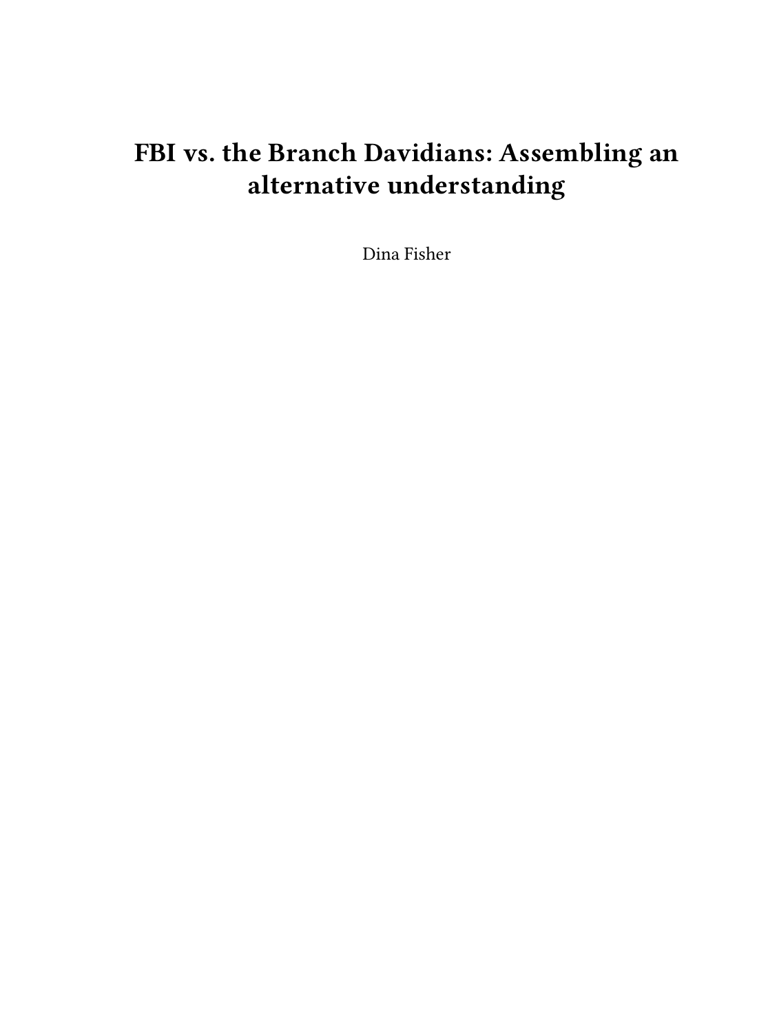# FBI vs. the Branch Davidians: Assembling an alternative understanding

Dina Fisher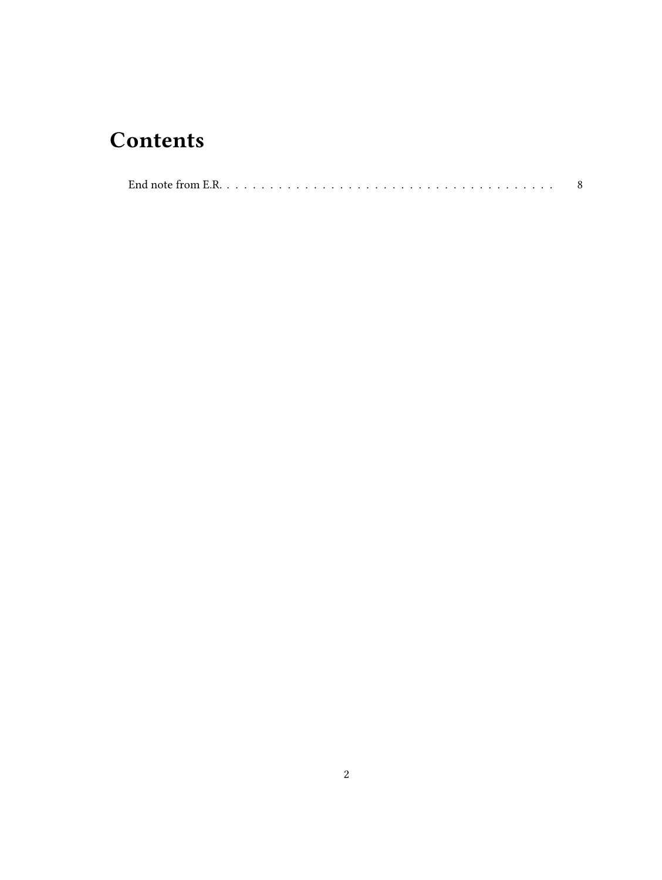# Contents

End note from E.R. . . . . . . . . . . . . . . . . . . . . . . . . . . . . . . . . . . . . . 8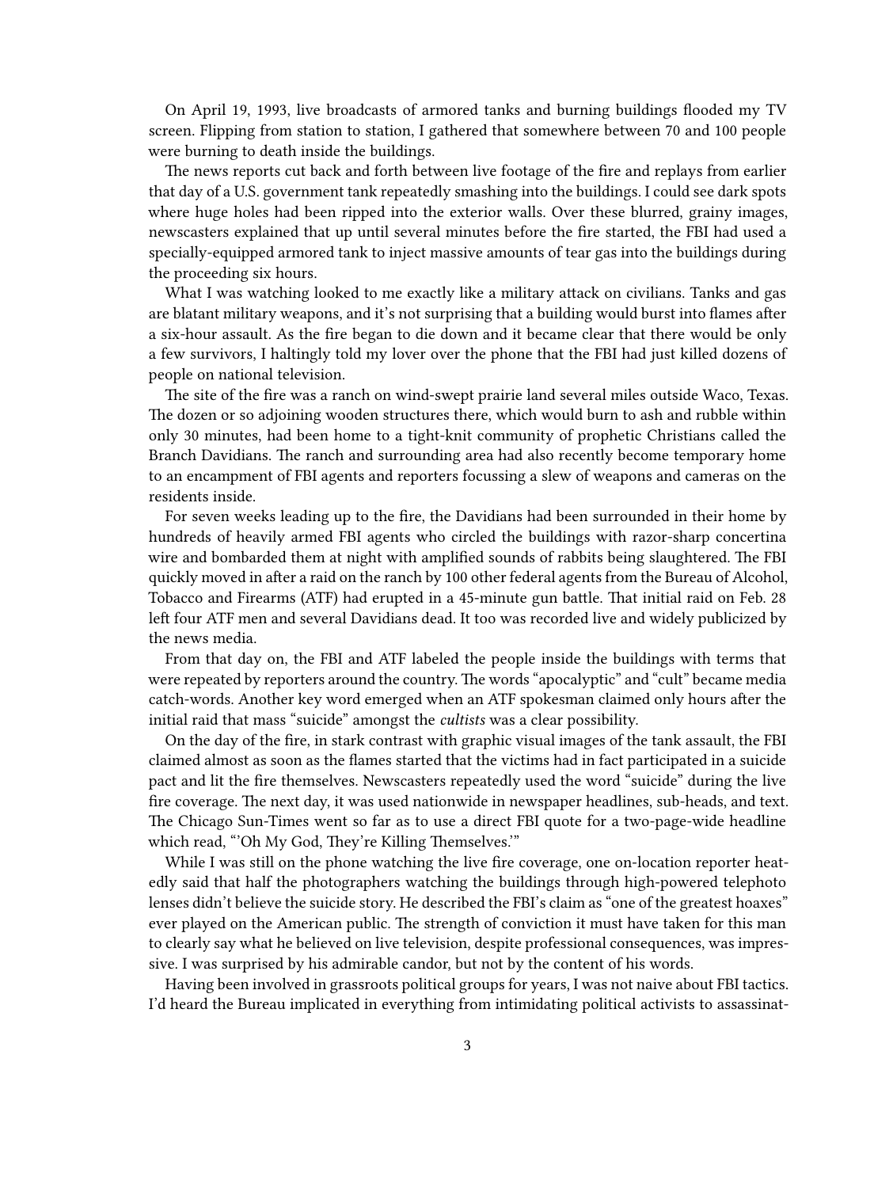On April 19, 1993, live broadcasts of armored tanks and burning buildings flooded my TV screen. Flipping from station to station, I gathered that somewhere between 70 and 100 people were burning to death inside the buildings.

The news reports cut back and forth between live footage of the fire and replays from earlier that day of a U.S. government tank repeatedly smashing into the buildings. I could see dark spots where huge holes had been ripped into the exterior walls. Over these blurred, grainy images, newscasters explained that up until several minutes before the fire started, the FBI had used a specially-equipped armored tank to inject massive amounts of tear gas into the buildings during the proceeding six hours.

What I was watching looked to me exactly like a military attack on civilians. Tanks and gas are blatant military weapons, and it's not surprising that a building would burst into flames after a six-hour assault. As the fire began to die down and it became clear that there would be only a few survivors, I haltingly told my lover over the phone that the FBI had just killed dozens of people on national television.

The site of the fire was a ranch on wind-swept prairie land several miles outside Waco, Texas. The dozen or so adjoining wooden structures there, which would burn to ash and rubble within only 30 minutes, had been home to a tight-knit community of prophetic Christians called the Branch Davidians. The ranch and surrounding area had also recently become temporary home to an encampment of FBI agents and reporters focussing a slew of weapons and cameras on the residents inside.

For seven weeks leading up to the fire, the Davidians had been surrounded in their home by hundreds of heavily armed FBI agents who circled the buildings with razor-sharp concertina wire and bombarded them at night with amplified sounds of rabbits being slaughtered. The FBI quickly moved in after a raid on the ranch by 100 other federal agents from the Bureau of Alcohol, Tobacco and Firearms (ATF) had erupted in a 45-minute gun battle. That initial raid on Feb. 28 left four ATF men and several Davidians dead. It too was recorded live and widely publicized by the news media.

From that day on, the FBI and ATF labeled the people inside the buildings with terms that were repeated by reporters around the country. The words "apocalyptic" and "cult" became media catch-words. Another key word emerged when an ATF spokesman claimed only hours after the initial raid that mass "suicide" amongst the *cultists* was a clear possibility.

On the day of the fire, in stark contrast with graphic visual images of the tank assault, the FBI claimed almost as soon as the flames started that the victims had in fact participated in a suicide pact and lit the fire themselves. Newscasters repeatedly used the word "suicide" during the live fire coverage. The next day, it was used nationwide in newspaper headlines, sub-heads, and text. The Chicago Sun-Times went so far as to use a direct FBI quote for a two-page-wide headline which read, "'Oh My God, They're Killing Themselves.'"

While I was still on the phone watching the live fire coverage, one on-location reporter heatedly said that half the photographers watching the buildings through high-powered telephoto lenses didn't believe the suicide story. He described the FBI's claim as "one of the greatest hoaxes" ever played on the American public. The strength of conviction it must have taken for this man to clearly say what he believed on live television, despite professional consequences, was impressive. I was surprised by his admirable candor, but not by the content of his words.

Having been involved in grassroots political groups for years, I was not naive about FBI tactics. I'd heard the Bureau implicated in everything from intimidating political activists to assassinat-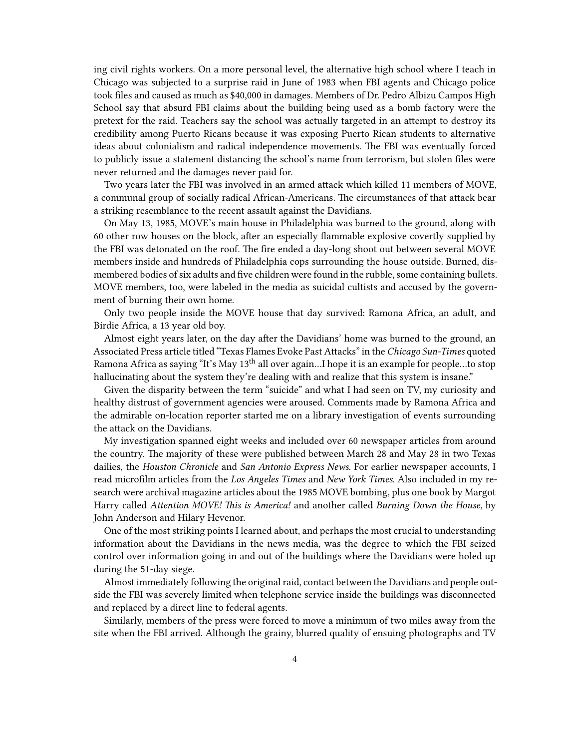ing civil rights workers. On a more personal level, the alternative high school where I teach in Chicago was subjected to a surprise raid in June of 1983 when FBI agents and Chicago police took files and caused as much as $40,000 in damages. Members of Dr. Pedro Albizu Campos High School say that absurd FBI claims about the building being used as a bomb factory were the pretext for the raid. Teachers say the school was actually targeted in an attempt to destroy its credibility among Puerto Ricans because it was exposing Puerto Rican students to alternative ideas about colonialism and radical independence movements. The FBI was eventually forced to publicly issue a statement distancing the school's name from terrorism, but stolen files were never returned and the damages never paid for.

Two years later the FBI was involved in an armed attack which killed 11 members of MOVE, a communal group of socially radical African-Americans. The circumstances of that attack bear a striking resemblance to the recent assault against the Davidians.

On May 13, 1985, MOVE's main house in Philadelphia was burned to the ground, along with 60 other row houses on the block, after an especially flammable explosive covertly supplied by the FBI was detonated on the roof. The fire ended a day-long shoot out between several MOVE members inside and hundreds of Philadelphia cops surrounding the house outside. Burned, dismembered bodies of six adults and five children were found in the rubble, some containing bullets. MOVE members, too, were labeled in the media as suicidal cultists and accused by the government of burning their own home.

Only two people inside the MOVE house that day survived: Ramona Africa, an adult, and Birdie Africa, a 13 year old boy.

Almost eight years later, on the day after the Davidians' home was burned to the ground, an Associated Press article titled "Texas Flames Evoke Past Attacks" in the *Chicago Sun-Times* quoted Ramona Africa as saying "It's May 13th all over again…I hope it is an example for people…to stop hallucinating about the system they're dealing with and realize that this system is insane."

Given the disparity between the term "suicide" and what I had seen on TV, my curiosity and healthy distrust of government agencies were aroused. Comments made by Ramona Africa and the admirable on-location reporter started me on a library investigation of events surrounding the attack on the Davidians.

My investigation spanned eight weeks and included over 60 newspaper articles from around the country. The majority of these were published between March 28 and May 28 in two Texas dailies, the *Houston Chronicle* and *San Antonio Express News*. For earlier newspaper accounts, I read microfilm articles from the *Los Angeles Times* and *New York Times*. Also included in my research were archival magazine articles about the 1985 MOVE bombing, plus one book by Margot Harry called *Attention MOVE! This is America!* and another called *Burning Down the House*, by John Anderson and Hilary Hevenor.

One of the most striking points I learned about, and perhaps the most crucial to understanding information about the Davidians in the news media, was the degree to which the FBI seized control over information going in and out of the buildings where the Davidians were holed up during the 51-day siege.

Almost immediately following the original raid, contact between the Davidians and people outside the FBI was severely limited when telephone service inside the buildings was disconnected and replaced by a direct line to federal agents.

Similarly, members of the press were forced to move a minimum of two miles away from the site when the FBI arrived. Although the grainy, blurred quality of ensuing photographs and TV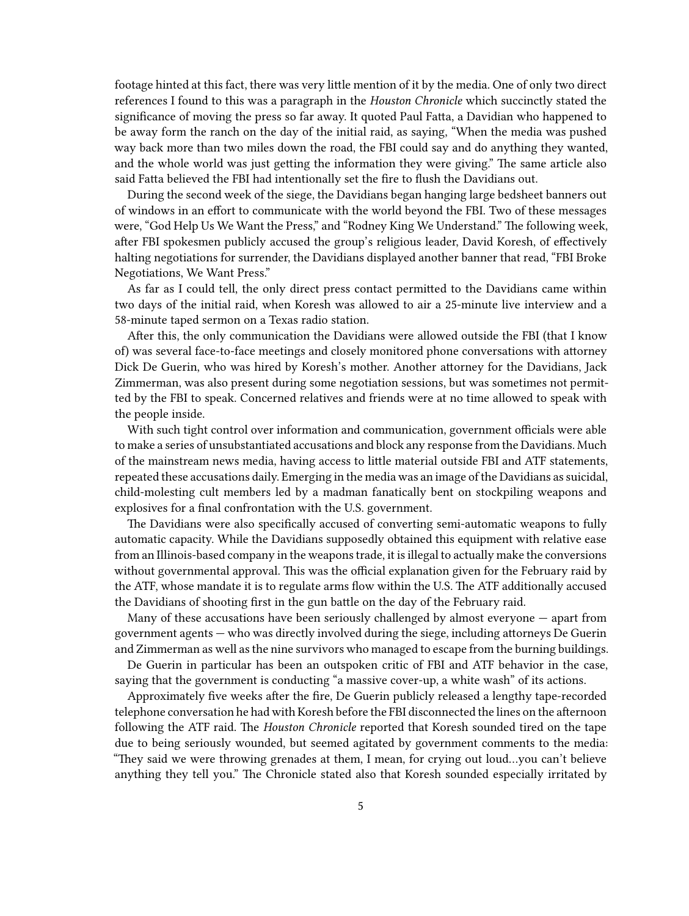footage hinted at this fact, there was very little mention of it by the media. One of only two direct references I found to this was a paragraph in the *Houston Chronicle* which succinctly stated the significance of moving the press so far away. It quoted Paul Fatta, a Davidian who happened to be away form the ranch on the day of the initial raid, as saying, "When the media was pushed way back more than two miles down the road, the FBI could say and do anything they wanted, and the whole world was just getting the information they were giving." The same article also said Fatta believed the FBI had intentionally set the fire to flush the Davidians out.

During the second week of the siege, the Davidians began hanging large bedsheet banners out of windows in an effort to communicate with the world beyond the FBI. Two of these messages were, "God Help Us We Want the Press," and "Rodney King We Understand." The following week, after FBI spokesmen publicly accused the group's religious leader, David Koresh, of effectively halting negotiations for surrender, the Davidians displayed another banner that read, "FBI Broke Negotiations, We Want Press."

As far as I could tell, the only direct press contact permitted to the Davidians came within two days of the initial raid, when Koresh was allowed to air a 25-minute live interview and a 58-minute taped sermon on a Texas radio station.

After this, the only communication the Davidians were allowed outside the FBI (that I know of) was several face-to-face meetings and closely monitored phone conversations with attorney Dick De Guerin, who was hired by Koresh's mother. Another attorney for the Davidians, Jack Zimmerman, was also present during some negotiation sessions, but was sometimes not permitted by the FBI to speak. Concerned relatives and friends were at no time allowed to speak with the people inside.

With such tight control over information and communication, government officials were able to make a series of unsubstantiated accusations and block any response from the Davidians. Much of the mainstream news media, having access to little material outside FBI and ATF statements, repeated these accusations daily. Emerging in the media was an image of the Davidians as suicidal, child-molesting cult members led by a madman fanatically bent on stockpiling weapons and explosives for a final confrontation with the U.S. government.

The Davidians were also specifically accused of converting semi-automatic weapons to fully automatic capacity. While the Davidians supposedly obtained this equipment with relative ease from an Illinois-based company in the weapons trade, it is illegal to actually make the conversions without governmental approval. This was the official explanation given for the February raid by the ATF, whose mandate it is to regulate arms flow within the U.S. The ATF additionally accused the Davidians of shooting first in the gun battle on the day of the February raid.

Many of these accusations have been seriously challenged by almost everyone — apart from government agents — who was directly involved during the siege, including attorneys De Guerin and Zimmerman as well as the nine survivors who managed to escape from the burning buildings.

De Guerin in particular has been an outspoken critic of FBI and ATF behavior in the case, saying that the government is conducting "a massive cover-up, a white wash" of its actions.

Approximately five weeks after the fire, De Guerin publicly released a lengthy tape-recorded telephone conversation he had with Koresh before the FBI disconnected the lines on the afternoon following the ATF raid. The *Houston Chronicle* reported that Koresh sounded tired on the tape due to being seriously wounded, but seemed agitated by government comments to the media: "They said we were throwing grenades at them, I mean, for crying out loud…you can't believe anything they tell you." The Chronicle stated also that Koresh sounded especially irritated by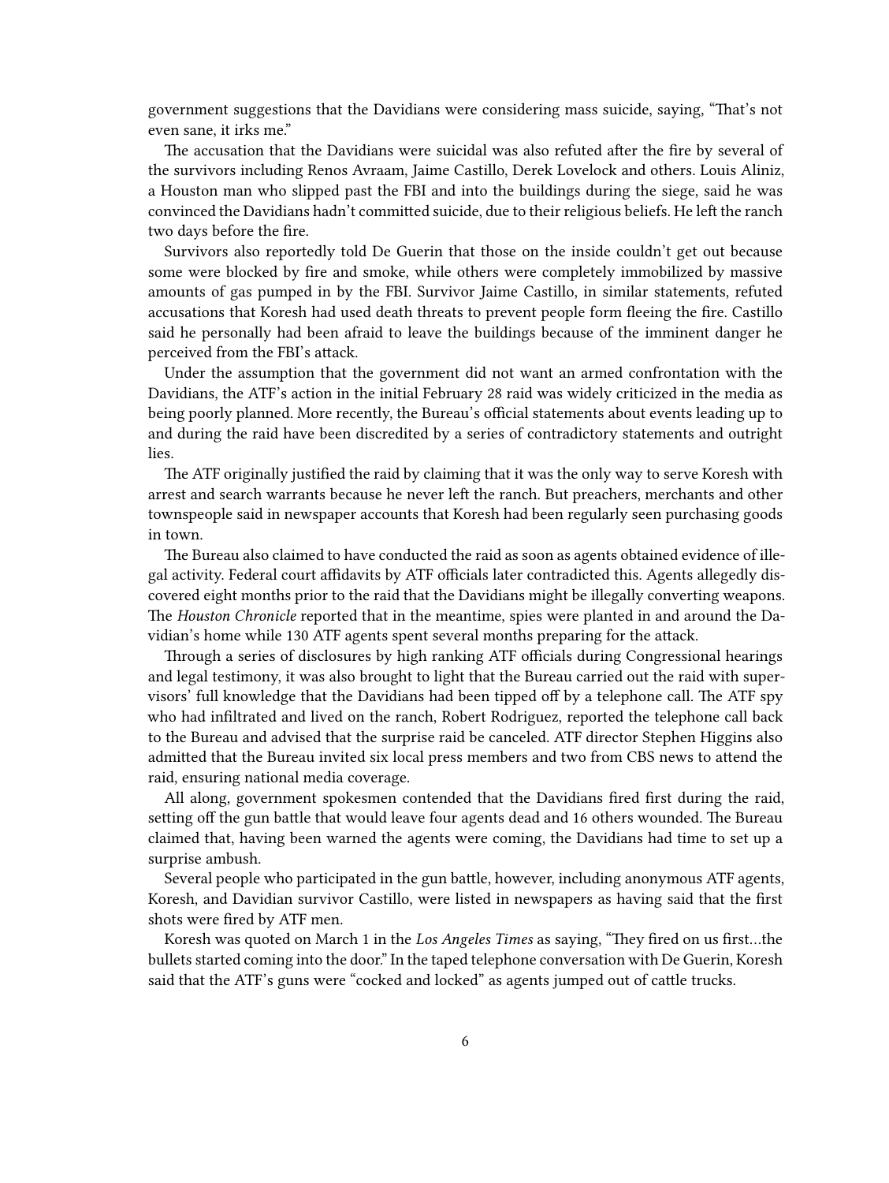government suggestions that the Davidians were considering mass suicide, saying, "That's not even sane, it irks me."

The accusation that the Davidians were suicidal was also refuted after the fire by several of the survivors including Renos Avraam, Jaime Castillo, Derek Lovelock and others. Louis Aliniz, a Houston man who slipped past the FBI and into the buildings during the siege, said he was convinced the Davidians hadn't committed suicide, due to their religious beliefs. He left the ranch two days before the fire.

Survivors also reportedly told De Guerin that those on the inside couldn't get out because some were blocked by fire and smoke, while others were completely immobilized by massive amounts of gas pumped in by the FBI. Survivor Jaime Castillo, in similar statements, refuted accusations that Koresh had used death threats to prevent people form fleeing the fire. Castillo said he personally had been afraid to leave the buildings because of the imminent danger he perceived from the FBI's attack.

Under the assumption that the government did not want an armed confrontation with the Davidians, the ATF's action in the initial February 28 raid was widely criticized in the media as being poorly planned. More recently, the Bureau's official statements about events leading up to and during the raid have been discredited by a series of contradictory statements and outright lies.

The ATF originally justified the raid by claiming that it was the only way to serve Koresh with arrest and search warrants because he never left the ranch. But preachers, merchants and other townspeople said in newspaper accounts that Koresh had been regularly seen purchasing goods in town.

The Bureau also claimed to have conducted the raid as soon as agents obtained evidence of illegal activity. Federal court affidavits by ATF officials later contradicted this. Agents allegedly discovered eight months prior to the raid that the Davidians might be illegally converting weapons. The *Houston Chronicle* reported that in the meantime, spies were planted in and around the Davidian's home while 130 ATF agents spent several months preparing for the attack.

Through a series of disclosures by high ranking ATF officials during Congressional hearings and legal testimony, it was also brought to light that the Bureau carried out the raid with supervisors' full knowledge that the Davidians had been tipped off by a telephone call. The ATF spy who had infiltrated and lived on the ranch, Robert Rodriguez, reported the telephone call back to the Bureau and advised that the surprise raid be canceled. ATF director Stephen Higgins also admitted that the Bureau invited six local press members and two from CBS news to attend the raid, ensuring national media coverage.

All along, government spokesmen contended that the Davidians fired first during the raid, setting off the gun battle that would leave four agents dead and 16 others wounded. The Bureau claimed that, having been warned the agents were coming, the Davidians had time to set up a surprise ambush.

Several people who participated in the gun battle, however, including anonymous ATF agents, Koresh, and Davidian survivor Castillo, were listed in newspapers as having said that the first shots were fired by ATF men.

Koresh was quoted on March 1 in the *Los Angeles Times* as saying, "They fired on us first…the bullets started coming into the door." In the taped telephone conversation with De Guerin, Koresh said that the ATF's guns were "cocked and locked" as agents jumped out of cattle trucks.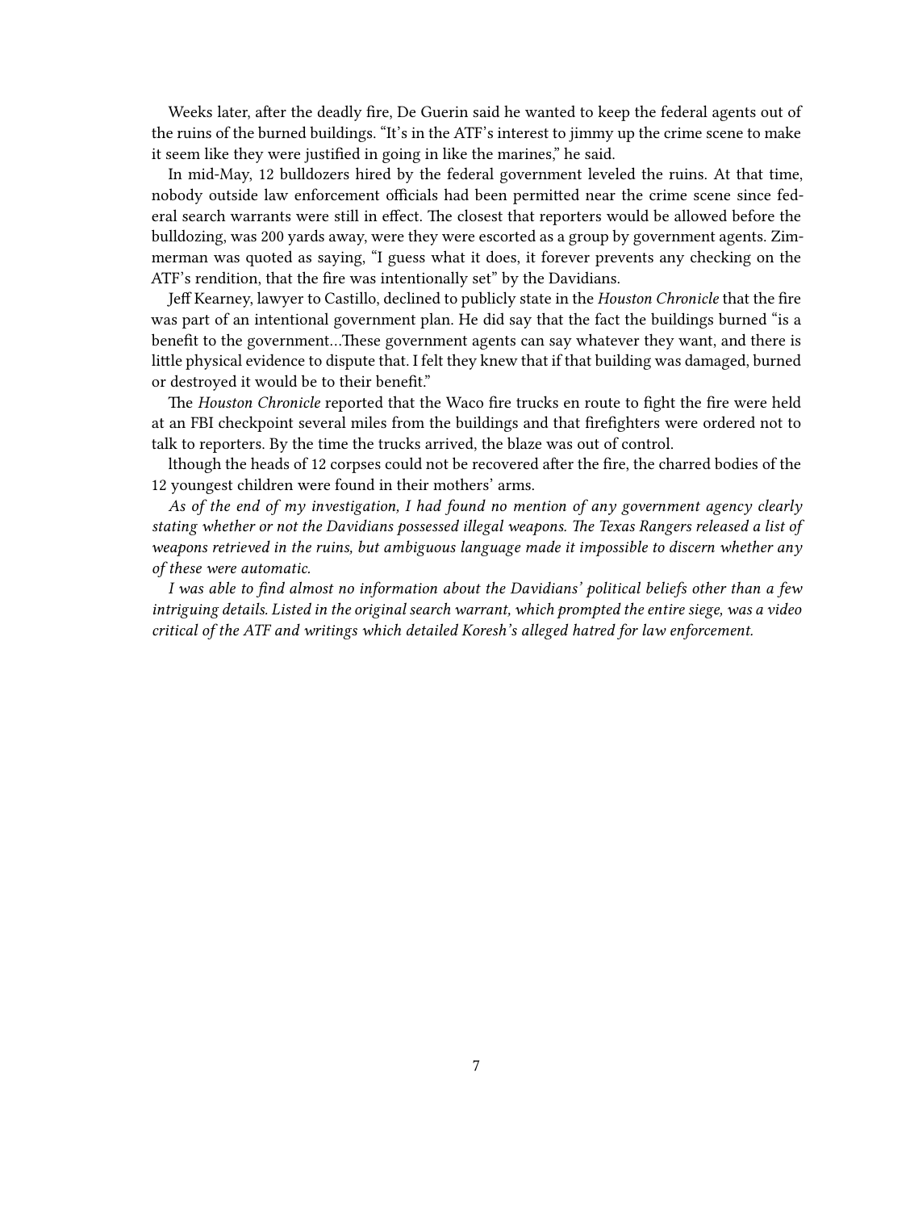Weeks later, after the deadly fire, De Guerin said he wanted to keep the federal agents out of the ruins of the burned buildings. "It's in the ATF's interest to jimmy up the crime scene to make it seem like they were justified in going in like the marines," he said.

In mid-May, 12 bulldozers hired by the federal government leveled the ruins. At that time, nobody outside law enforcement officials had been permitted near the crime scene since federal search warrants were still in effect. The closest that reporters would be allowed before the bulldozing, was 200 yards away, were they were escorted as a group by government agents. Zimmerman was quoted as saying, "I guess what it does, it forever prevents any checking on the ATF's rendition, that the fire was intentionally set" by the Davidians.

Jeff Kearney, lawyer to Castillo, declined to publicly state in the *Houston Chronicle* that the fire was part of an intentional government plan. He did say that the fact the buildings burned "is a benefit to the government…These government agents can say whatever they want, and there is little physical evidence to dispute that. I felt they knew that if that building was damaged, burned or destroyed it would be to their benefit."

The *Houston Chronicle* reported that the Waco fire trucks en route to fight the fire were held at an FBI checkpoint several miles from the buildings and that firefighters were ordered not to talk to reporters. By the time the trucks arrived, the blaze was out of control.

lthough the heads of 12 corpses could not be recovered after the fire, the charred bodies of the 12 youngest children were found in their mothers' arms.

*As of the end of my investigation, I had found no mention of any government agency clearly stating whether or not the Davidians possessed illegal weapons. The Texas Rangers released a list of weapons retrieved in the ruins, but ambiguous language made it impossible to discern whether any of these were automatic.*

*I was able to find almost no information about the Davidians' political beliefs other than a few intriguing details. Listed in the original search warrant, which prompted the entire siege, was a video critical of the ATF and writings which detailed Koresh's alleged hatred for law enforcement.*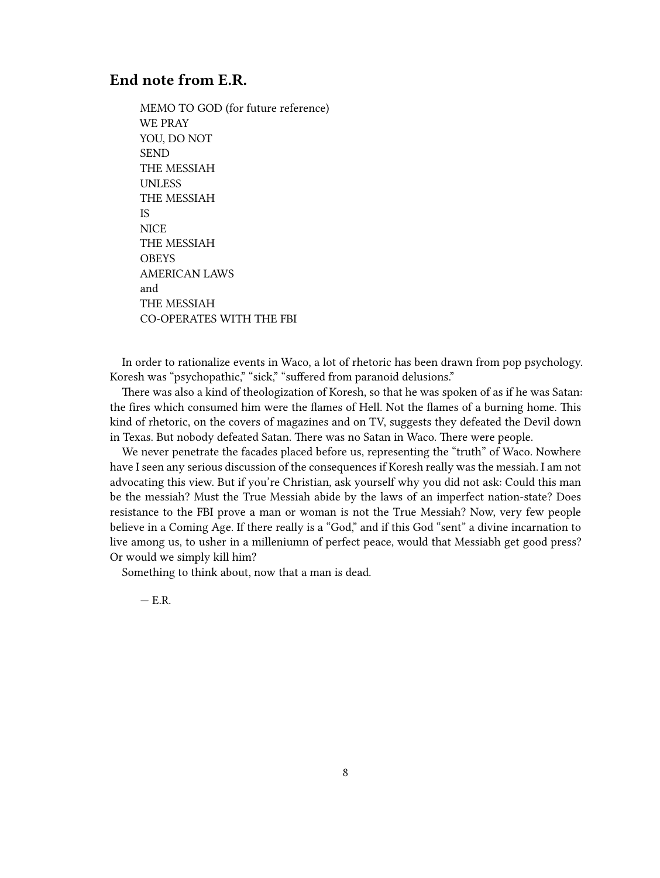## End note from E.R.

> MEMO TO GOD (for future reference)
> WE PRAY
> YOU, DO NOT
> SEND
> THE MESSIAH
> UNLESS
> THE MESSIAH
> IS
> NICE
> THE MESSIAH
> OBEYS
> AMERICAN LAWS
> and
> THE MESSIAH
> CO-OPERATES WITH THE FBI

In order to rationalize events in Waco, a lot of rhetoric has been drawn from pop psychology. Koresh was "psychopathic," "sick," "suffered from paranoid delusions."

There was also a kind of theologization of Koresh, so that he was spoken of as if he was Satan: the fires which consumed him were the flames of Hell. Not the flames of a burning home. This kind of rhetoric, on the covers of magazines and on TV, suggests they defeated the Devil down in Texas. But nobody defeated Satan. There was no Satan in Waco. There were people.

We never penetrate the facades placed before us, representing the "truth" of Waco. Nowhere have I seen any serious discussion of the consequences if Koresh really was the messiah. I am not advocating this view. But if you're Christian, ask yourself why you did not ask: Could this man be the messiah? Must the True Messiah abide by the laws of an imperfect nation-state? Does resistance to the FBI prove a man or woman is not the True Messiah? Now, very few people believe in a Coming Age. If there really is a "God," and if this God "sent" a divine incarnation to live among us, to usher in a milleniumn of perfect peace, would that Messiabh get good press? Or would we simply kill him?

Something to think about, now that a man is dead.

> — E.R.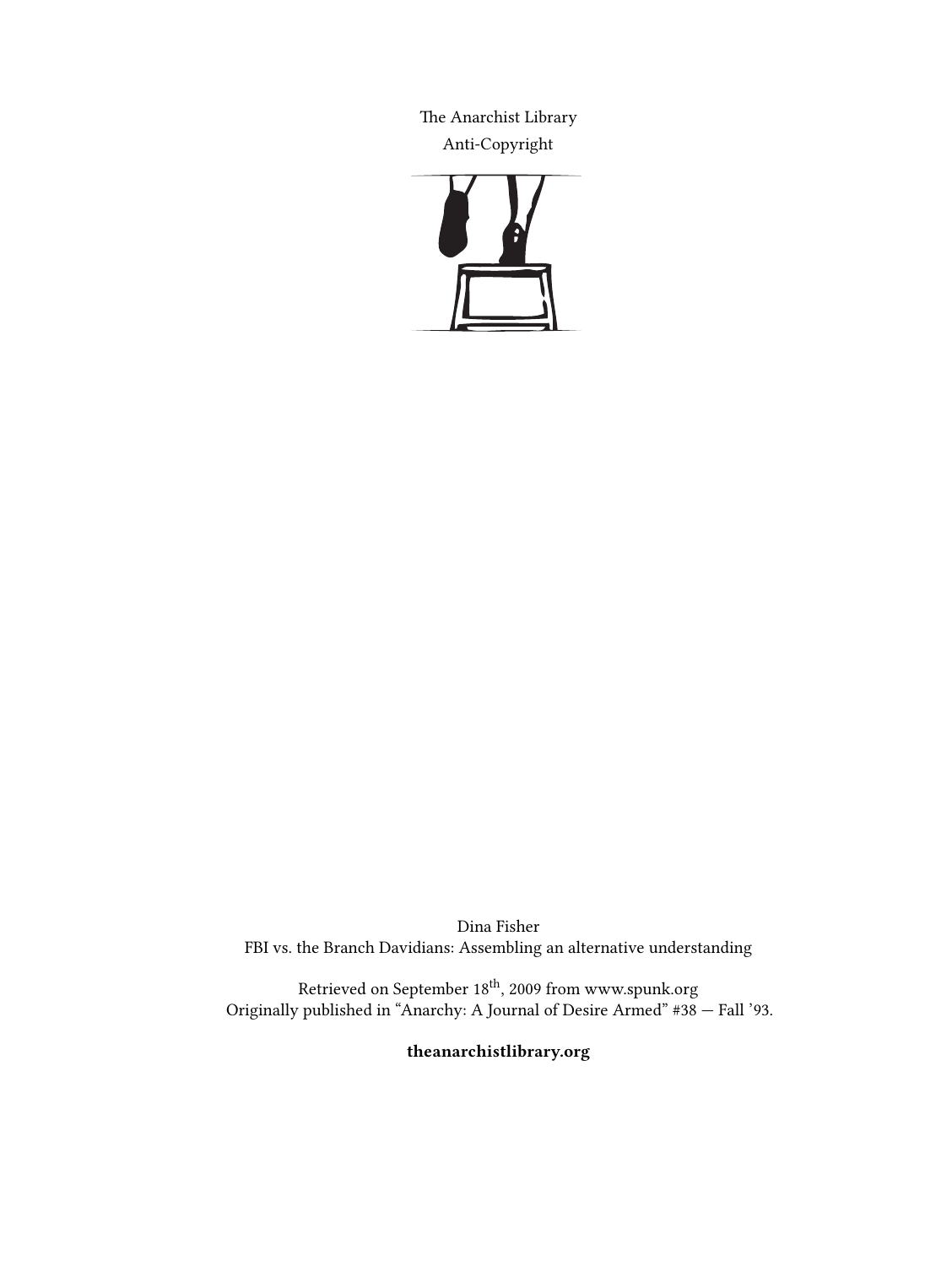The Anarchist Library
Anti-Copyright

Dina Fisher
FBI vs. the Branch Davidians: Assembling an alternative understanding

Retrieved on September 18th, 2009 from www.spunk.org
Originally published in “Anarchy: A Journal of Desire Armed” #38 — Fall ’93.

**theanarchistlibrary.org**